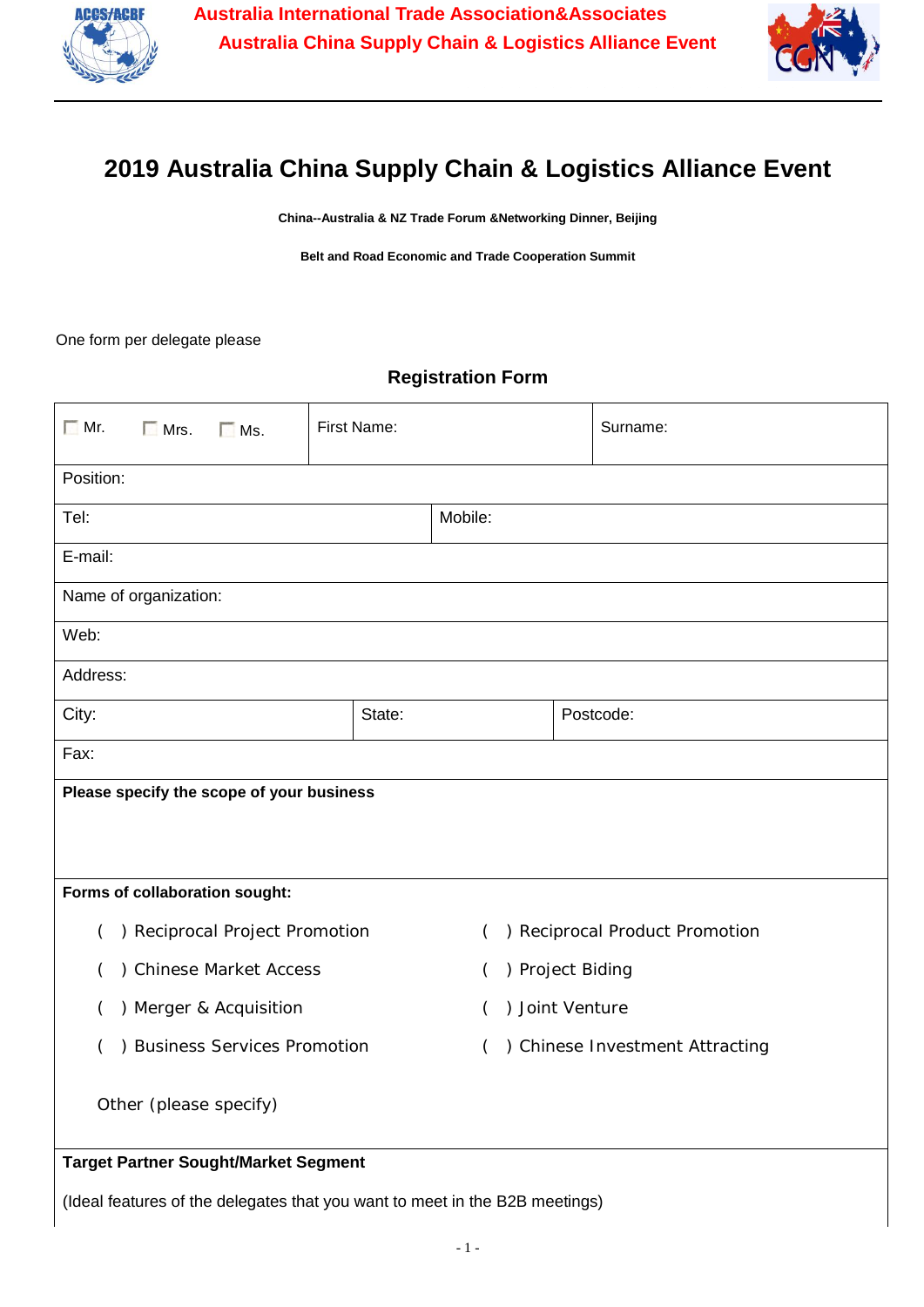Australia International Trade Association&Associates

Australia China Supply Chain & Logistics Alliance Event

# 2019 Australia China Supply Chain & Logistics Alliance Event

**China--Australia & NZ Trade Forum &Networking Dinner, Beijing**

**Belt and Road Economic and Trade Cooperation Summit**

One form per delegate please

## Registration Form

| ☐ Mr. ☐ Mrs. ☐ Ms. | First Name: | Surname: |
|---|---|---|
| Position: | | |
| Tel: | Mobile: | |
| E-mail: | | |
| Name of organization: | | |
| Web: | | |
| Address: | | |
| City: | State: | Postcode: |
| Fax: | | |

**Please specify the scope of your business**

**Forms of collaboration sought:**

( ) Reciprocal Project Promotion ( ) Reciprocal Product Promotion

( ) Chinese Market Access ( ) Project Biding

( ) Merger & Acquisition ( ) Joint Venture

( ) Business Services Promotion ( ) Chinese Investment Attracting

Other (please specify)

**Target Partner Sought/Market Segment**

(Ideal features of the delegates that you want to meet in the B2B meetings)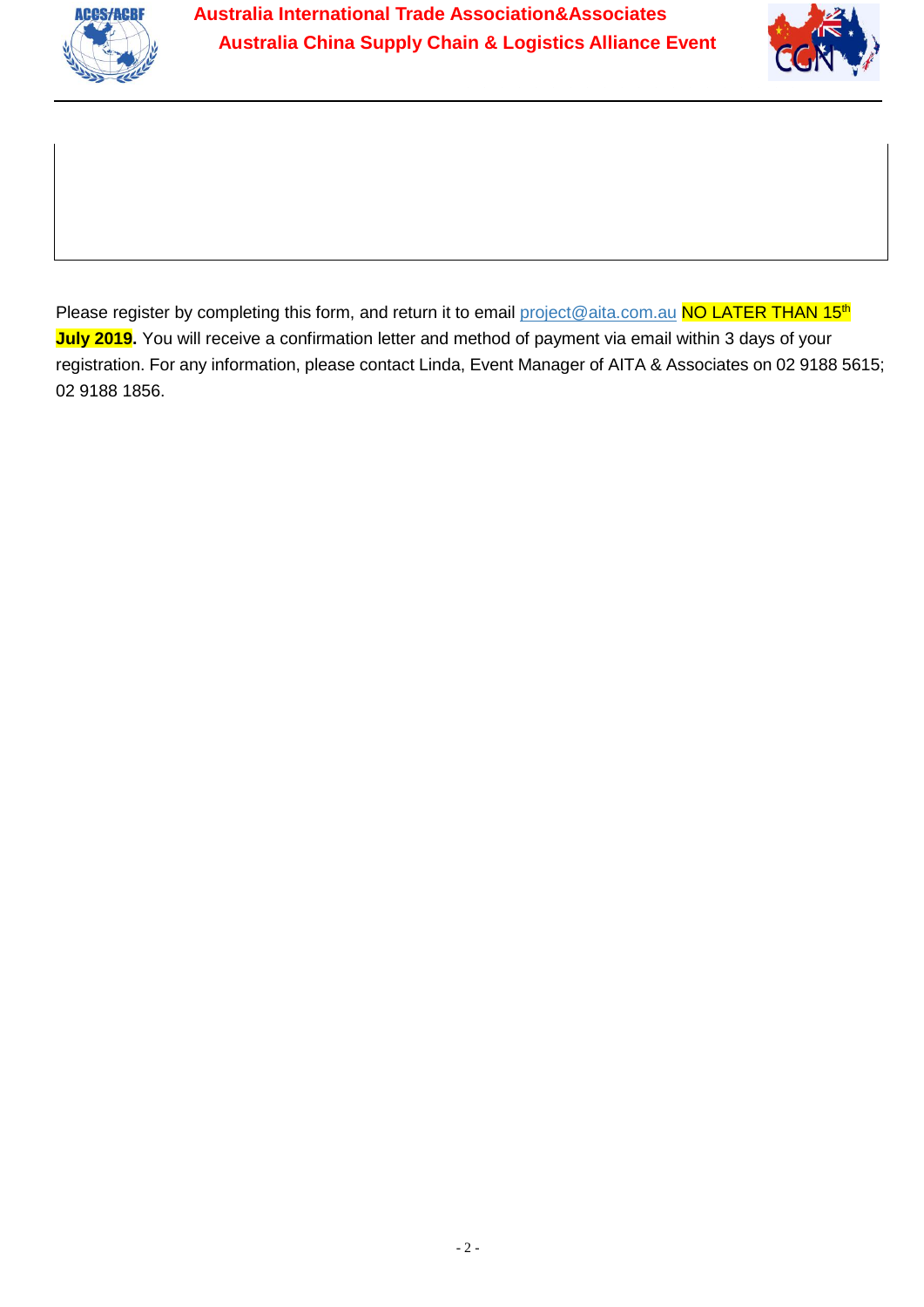Please register by completing this form, and return it to email project@aita.com.au **NO LATER THAN 15th July 2019.** You will receive a confirmation letter and method of payment via email within 3 days of your registration. For any information, please contact Linda, Event Manager of AITA & Associates on 02 9188 5615; 02 9188 1856.